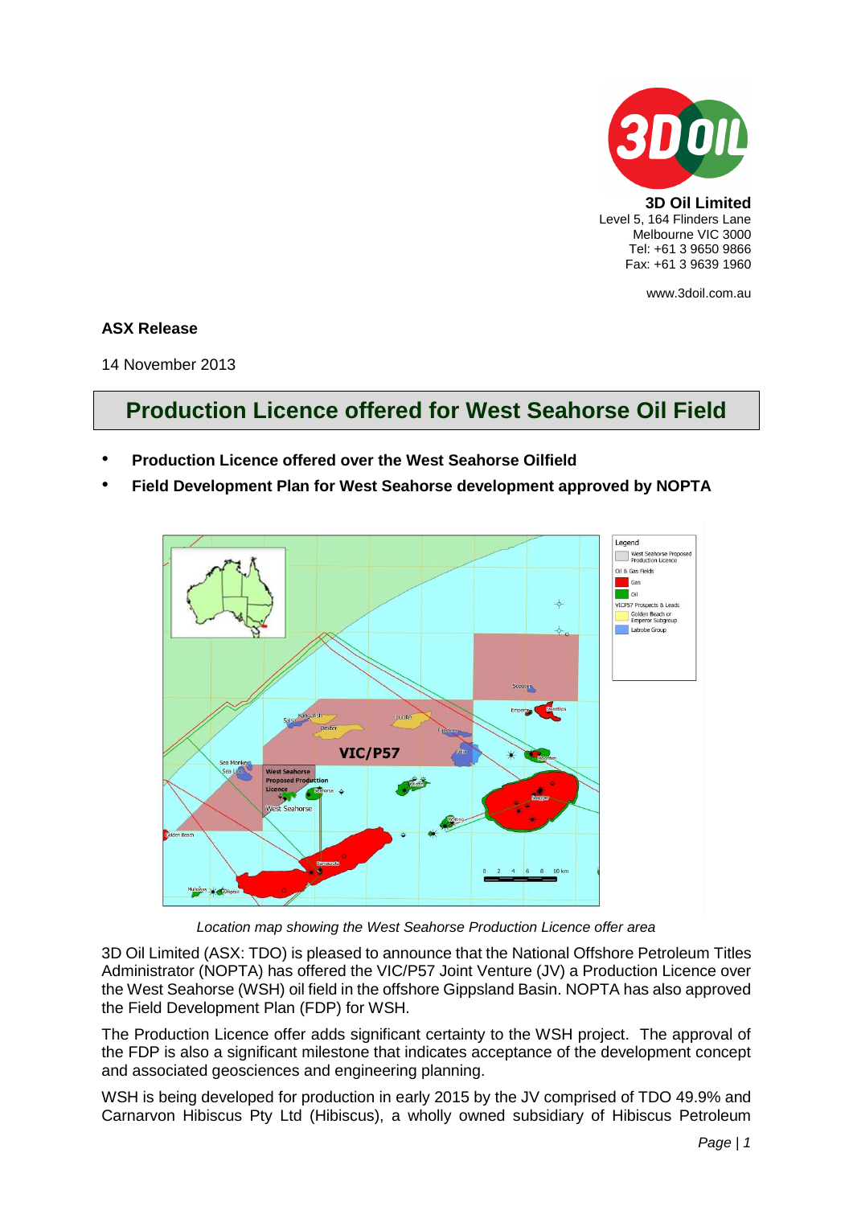**3D Oil Limited**
Level 5, 164 Flinders Lane
Melbourne VIC 3000
Tel: +61 3 9650 9866
Fax: +61 3 9639 1960

www.3doil.com.au

**ASX Release**

14 November 2013

# Production Licence offered for West Seahorse Oil Field

- **Production Licence offered over the West Seahorse Oilfield**
- **Field Development Plan for West Seahorse development approved by NOPTA**

*Location map showing the West Seahorse Production Licence offer area*

3D Oil Limited (ASX: TDO) is pleased to announce that the National Offshore Petroleum Titles Administrator (NOPTA) has offered the VIC/P57 Joint Venture (JV) a Production Licence over the West Seahorse (WSH) oil field in the offshore Gippsland Basin. NOPTA has also approved the Field Development Plan (FDP) for WSH.

The Production Licence offer adds significant certainty to the WSH project. The approval of the FDP is also a significant milestone that indicates acceptance of the development concept and associated geosciences and engineering planning.

WSH is being developed for production in early 2015 by the JV comprised of TDO 49.9% and Carnarvon Hibiscus Pty Ltd (Hibiscus), a wholly owned subsidiary of Hibiscus Petroleum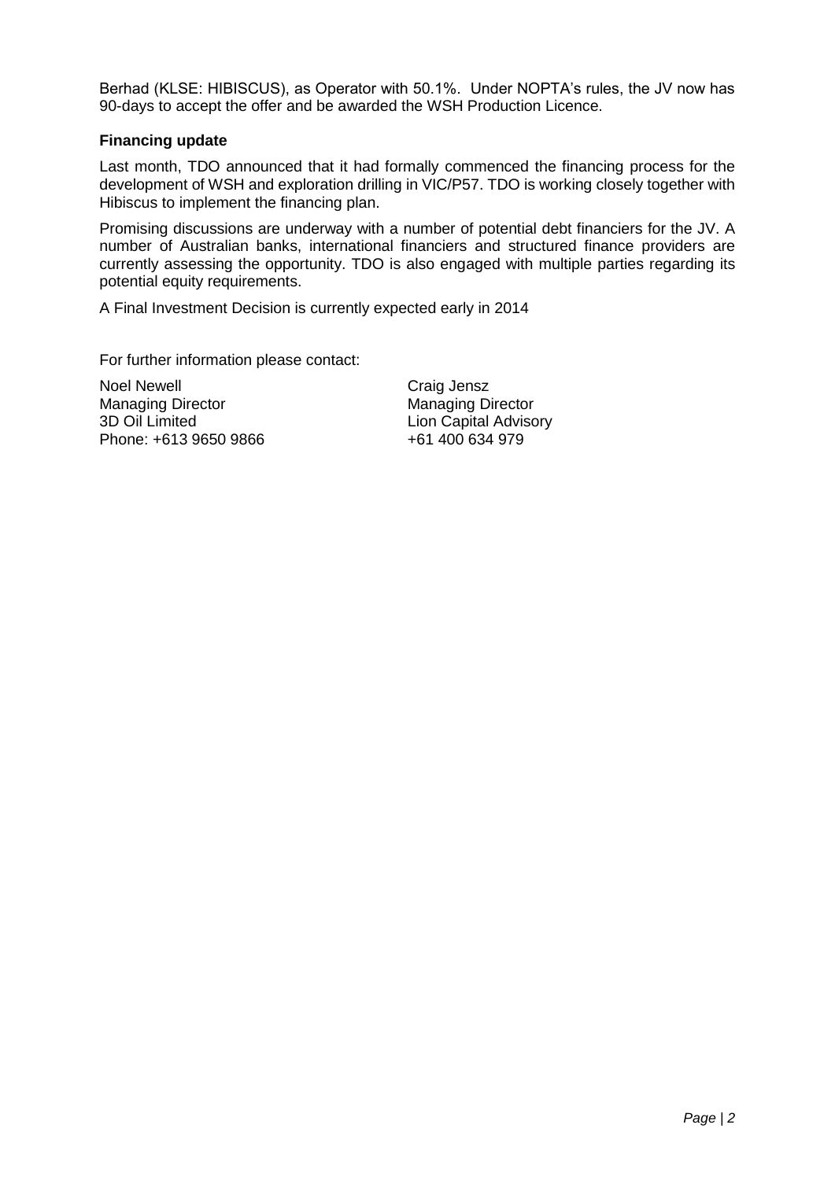Berhad (KLSE: HIBISCUS), as Operator with 50.1%. Under NOPTA's rules, the JV now has 90-days to accept the offer and be awarded the WSH Production Licence.

**Financing update**

Last month, TDO announced that it had formally commenced the financing process for the development of WSH and exploration drilling in VIC/P57. TDO is working closely together with Hibiscus to implement the financing plan.

Promising discussions are underway with a number of potential debt financiers for the JV. A number of Australian banks, international financiers and structured finance providers are currently assessing the opportunity. TDO is also engaged with multiple parties regarding its potential equity requirements.

A Final Investment Decision is currently expected early in 2014

For further information please contact:

Noel Newell
Managing Director
3D Oil Limited
Phone: +613 9650 9866

Craig Jensz
Managing Director
Lion Capital Advisory
+61 400 634 979